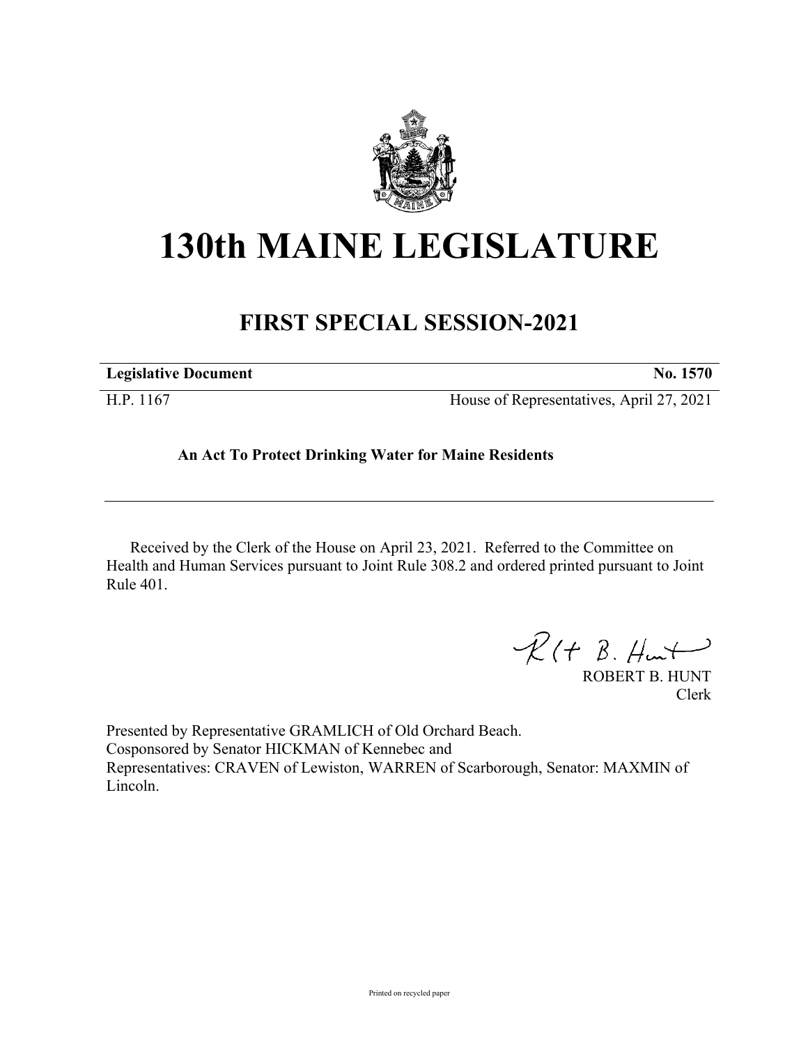# 130th MAINE LEGISLATURE

## FIRST SPECIAL SESSION-2021

| **Legislative Document** | **No. 1570** |
| --- | --- |
| H.P. 1167 | House of Representatives, April 27, 2021 |

**An Act To Protect Drinking Water for Maine Residents**

Received by the Clerk of the House on April 23, 2021. Referred to the Committee on Health and Human Services pursuant to Joint Rule 308.2 and ordered printed pursuant to Joint Rule 401.

ROBERT B. HUNT
Clerk

Presented by Representative GRAMLICH of Old Orchard Beach.
Cosponsored by Senator HICKMAN of Kennebec and
Representatives: CRAVEN of Lewiston, WARREN of Scarborough, Senator: MAXMIN of Lincoln.

Printed on recycled paper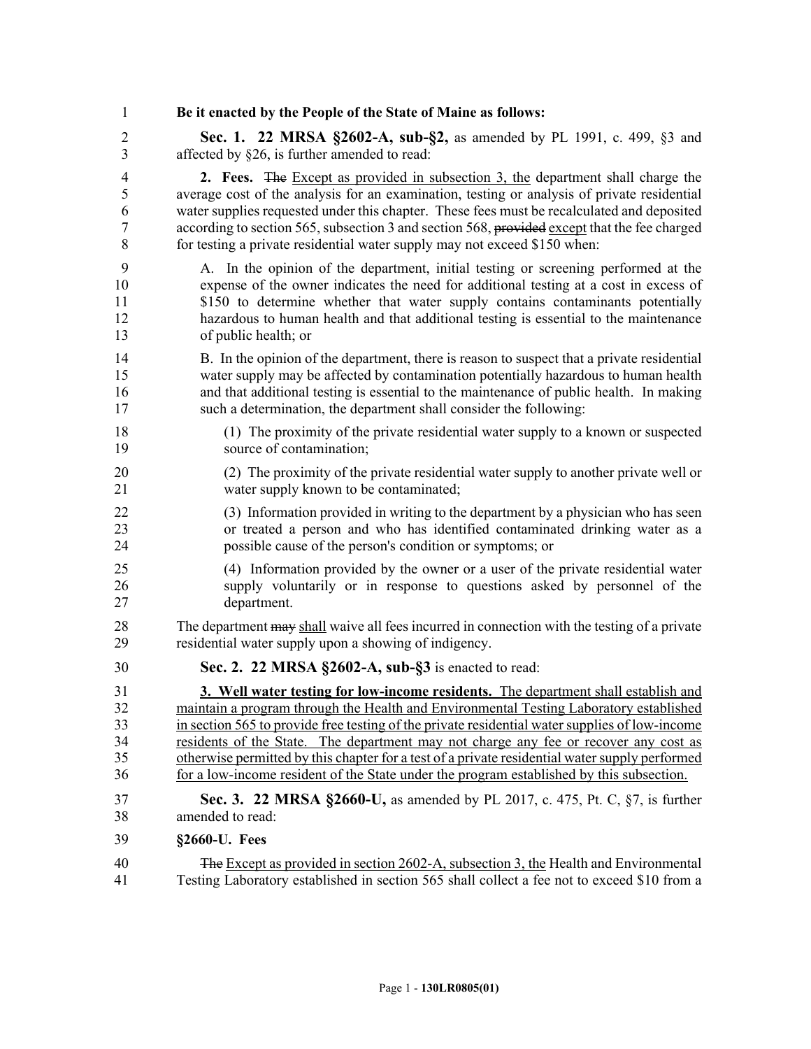**Be it enacted by the People of the State of Maine as follows:**

**Sec. 1. 22 MRSA §2602-A, sub-§2,** as amended by PL 1991, c. 499, §3 and affected by §26, is further amended to read:

**2. Fees.** ~~The~~ <u>Except as provided in subsection 3, the</u> department shall charge the average cost of the analysis for an examination, testing or analysis of private residential water supplies requested under this chapter. These fees must be recalculated and deposited according to section 565, subsection 3 and section 568, ~~provided~~ <u>except</u> that the fee charged for testing a private residential water supply may not exceed $150 when:

A. In the opinion of the department, initial testing or screening performed at the expense of the owner indicates the need for additional testing at a cost in excess of $150 to determine whether that water supply contains contaminants potentially hazardous to human health and that additional testing is essential to the maintenance of public health; or

B. In the opinion of the department, there is reason to suspect that a private residential water supply may be affected by contamination potentially hazardous to human health and that additional testing is essential to the maintenance of public health. In making such a determination, the department shall consider the following:

(1) The proximity of the private residential water supply to a known or suspected source of contamination;

(2) The proximity of the private residential water supply to another private well or water supply known to be contaminated;

(3) Information provided in writing to the department by a physician who has seen or treated a person and who has identified contaminated drinking water as a possible cause of the person's condition or symptoms; or

(4) Information provided by the owner or a user of the private residential water supply voluntarily or in response to questions asked by personnel of the department.

The department ~~may~~ <u>shall</u> waive all fees incurred in connection with the testing of a private residential water supply upon a showing of indigency.

**Sec. 2. 22 MRSA §2602-A, sub-§3** is enacted to read:

<u>**3. Well water testing for low-income residents.** The department shall establish and maintain a program through the Health and Environmental Testing Laboratory established in section 565 to provide free testing of the private residential water supplies of low-income residents of the State. The department may not charge any fee or recover any cost as otherwise permitted by this chapter for a test of a private residential water supply performed for a low-income resident of the State under the program established by this subsection.</u>

**Sec. 3. 22 MRSA §2660-U,** as amended by PL 2017, c. 475, Pt. C, §7, is further amended to read:

**§2660-U. Fees**

~~The~~ <u>Except as provided in section 2602-A, subsection 3, the</u> Health and Environmental Testing Laboratory established in section 565 shall collect a fee not to exceed $10 from a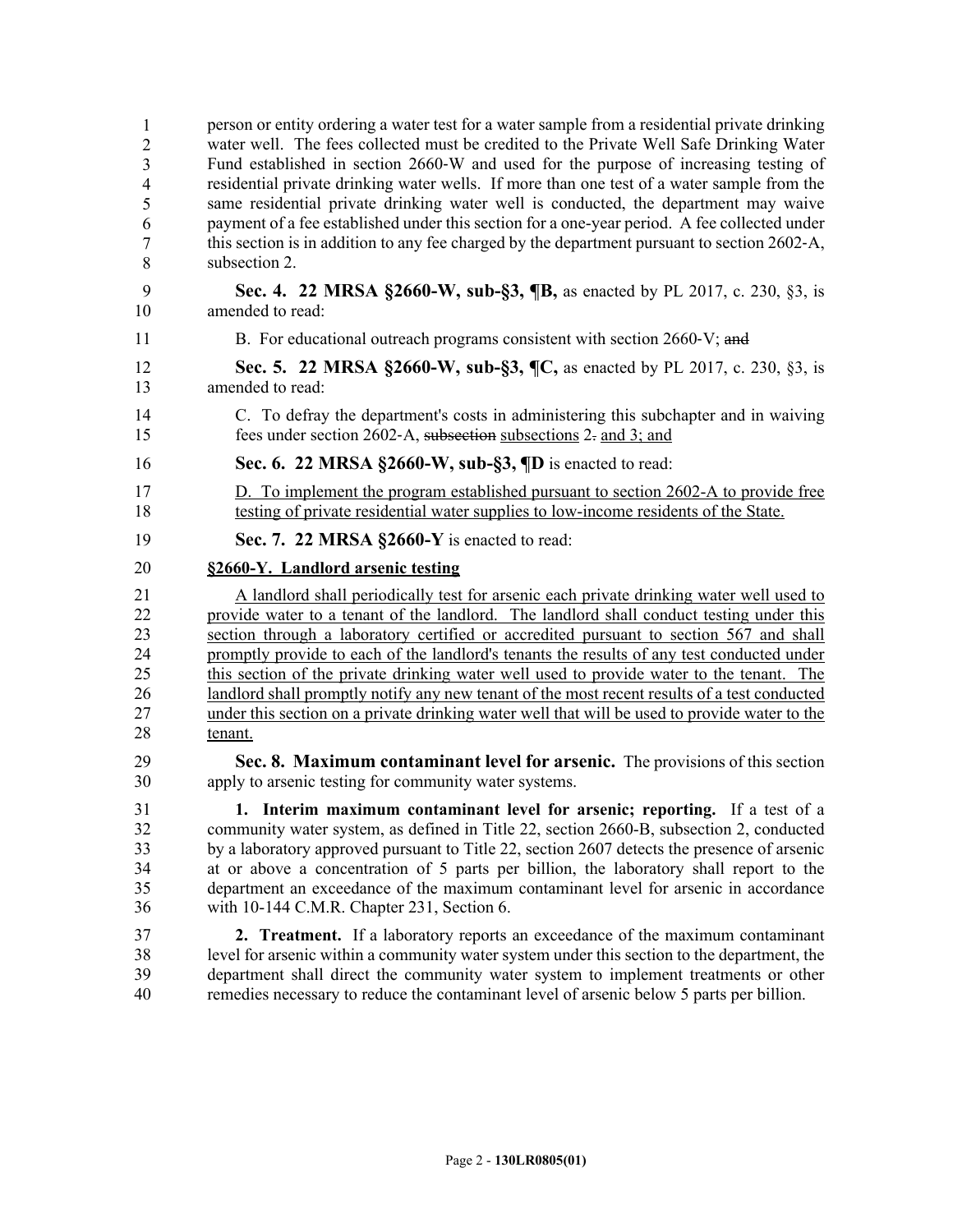person or entity ordering a water test for a water sample from a residential private drinking water well. The fees collected must be credited to the Private Well Safe Drinking Water Fund established in section 2660-W and used for the purpose of increasing testing of residential private drinking water wells. If more than one test of a water sample from the same residential private drinking water well is conducted, the department may waive payment of a fee established under this section for a one-year period. A fee collected under this section is in addition to any fee charged by the department pursuant to section 2602-A, subsection 2.

**Sec. 4. 22 MRSA §2660-W, sub-§3, ¶B,** as enacted by PL 2017, c. 230, §3, is amended to read:

B. For educational outreach programs consistent with section 2660-V; ~~and~~

**Sec. 5. 22 MRSA §2660-W, sub-§3, ¶C,** as enacted by PL 2017, c. 230, §3, is amended to read:

C. To defray the department's costs in administering this subchapter and in waiving fees under section 2602-A, ~~subsection~~ <u>subsections</u> 2~~.~~ <u>and 3; and</u>

**Sec. 6. 22 MRSA §2660-W, sub-§3, ¶D** is enacted to read:

<u>D. To implement the program established pursuant to section 2602-A to provide free testing of private residential water supplies to low-income residents of the State.</u>

**Sec. 7. 22 MRSA §2660-Y** is enacted to read:

**<u>§2660-Y. Landlord arsenic testing</u>**

<u>A landlord shall periodically test for arsenic each private drinking water well used to provide water to a tenant of the landlord. The landlord shall conduct testing under this section through a laboratory certified or accredited pursuant to section 567 and shall promptly provide to each of the landlord's tenants the results of any test conducted under this section of the private drinking water well used to provide water to the tenant. The landlord shall promptly notify any new tenant of the most recent results of a test conducted under this section on a private drinking water well that will be used to provide water to the tenant.</u>

**Sec. 8. Maximum contaminant level for arsenic.** The provisions of this section apply to arsenic testing for community water systems.

**1. Interim maximum contaminant level for arsenic; reporting.** If a test of a community water system, as defined in Title 22, section 2660-B, subsection 2, conducted by a laboratory approved pursuant to Title 22, section 2607 detects the presence of arsenic at or above a concentration of 5 parts per billion, the laboratory shall report to the department an exceedance of the maximum contaminant level for arsenic in accordance with 10-144 C.M.R. Chapter 231, Section 6.

**2. Treatment.** If a laboratory reports an exceedance of the maximum contaminant level for arsenic within a community water system under this section to the department, the department shall direct the community water system to implement treatments or other remedies necessary to reduce the contaminant level of arsenic below 5 parts per billion.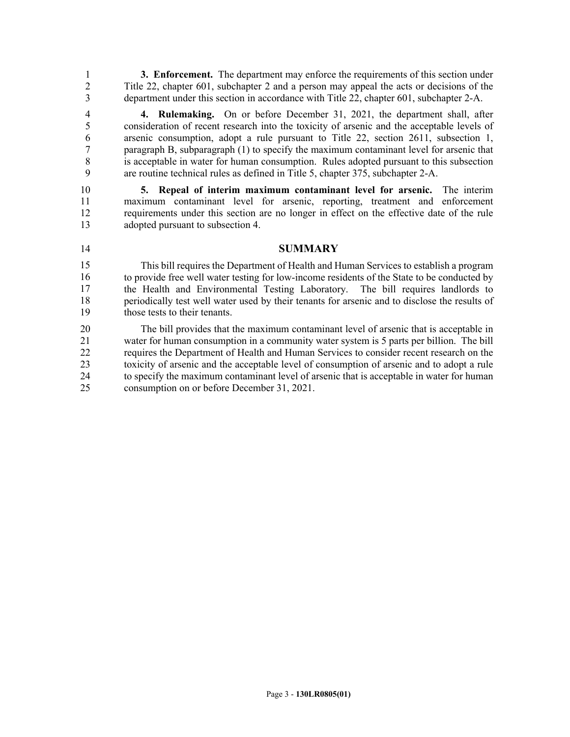**3. Enforcement.** The department may enforce the requirements of this section under Title 22, chapter 601, subchapter 2 and a person may appeal the acts or decisions of the department under this section in accordance with Title 22, chapter 601, subchapter 2-A.

**4. Rulemaking.** On or before December 31, 2021, the department shall, after consideration of recent research into the toxicity of arsenic and the acceptable levels of arsenic consumption, adopt a rule pursuant to Title 22, section 2611, subsection 1, paragraph B, subparagraph (1) to specify the maximum contaminant level for arsenic that is acceptable in water for human consumption. Rules adopted pursuant to this subsection are routine technical rules as defined in Title 5, chapter 375, subchapter 2-A.

**5. Repeal of interim maximum contaminant level for arsenic.** The interim maximum contaminant level for arsenic, reporting, treatment and enforcement requirements under this section are no longer in effect on the effective date of the rule adopted pursuant to subsection 4.

## SUMMARY

This bill requires the Department of Health and Human Services to establish a program to provide free well water testing for low-income residents of the State to be conducted by the Health and Environmental Testing Laboratory. The bill requires landlords to periodically test well water used by their tenants for arsenic and to disclose the results of those tests to their tenants.

The bill provides that the maximum contaminant level of arsenic that is acceptable in water for human consumption in a community water system is 5 parts per billion. The bill requires the Department of Health and Human Services to consider recent research on the toxicity of arsenic and the acceptable level of consumption of arsenic and to adopt a rule to specify the maximum contaminant level of arsenic that is acceptable in water for human consumption on or before December 31, 2021.